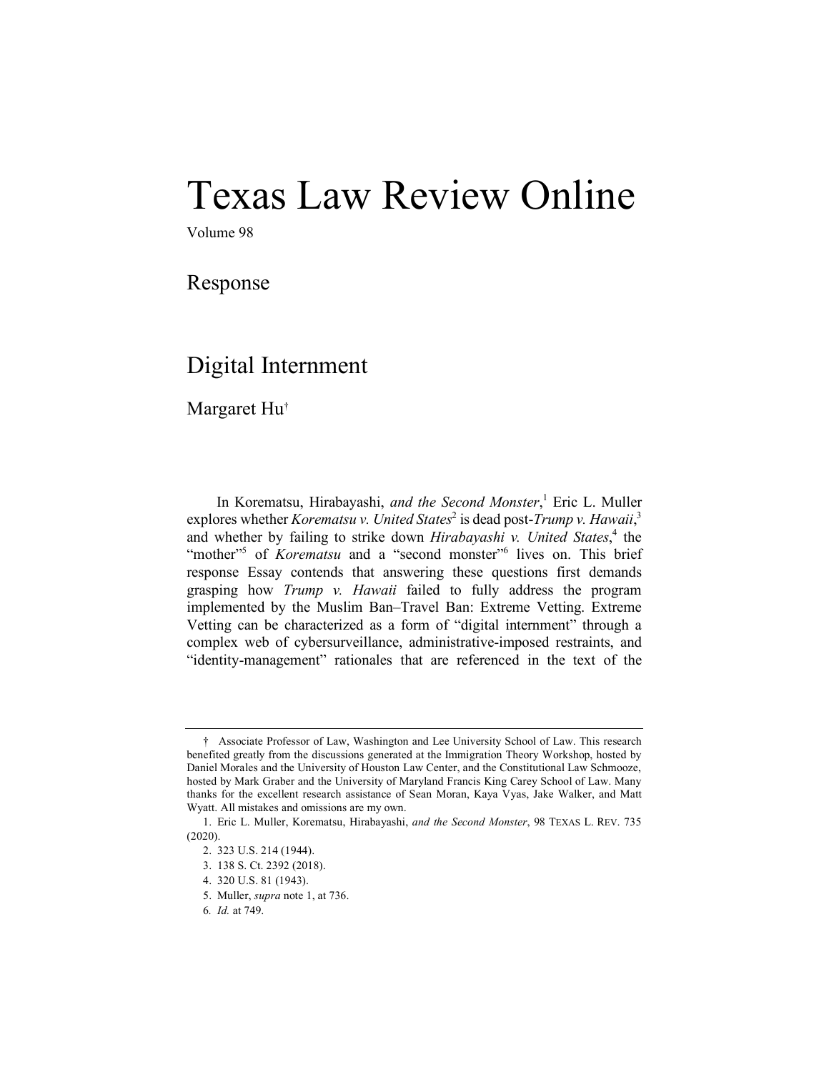# Texas Law Review Online

Volume 98

## Response

## Digital Internment

Margaret Hu[†]

In Korematsu, Hirabayashi, *and the Second Monster*,[1] Eric L. Muller explores whether *Korematsu v. United States*[2] is dead post-*Trump v. Hawaii*,[3] and whether by failing to strike down *Hirabayashi v. United States*,[4] the "mother"[5] of *Korematsu* and a "second monster"[6] lives on. This brief response Essay contends that answering these questions first demands grasping how *Trump v. Hawaii* failed to fully address the program implemented by the Muslim Ban–Travel Ban: Extreme Vetting. Extreme Vetting can be characterized as a form of "digital internment" through a complex web of cybersurveillance, administrative-imposed restraints, and "identity-management" rationales that are referenced in the text of the

---

† Associate Professor of Law, Washington and Lee University School of Law. This research benefited greatly from the discussions generated at the Immigration Theory Workshop, hosted by Daniel Morales and the University of Houston Law Center, and the Constitutional Law Schmooze, hosted by Mark Graber and the University of Maryland Francis King Carey School of Law. Many thanks for the excellent research assistance of Sean Moran, Kaya Vyas, Jake Walker, and Matt Wyatt. All mistakes and omissions are my own.

1. Eric L. Muller, Korematsu, Hirabayashi, *and the Second Monster*, 98 TEXAS L. REV. 735 (2020).

2. 323 U.S. 214 (1944).

3. 138 S. Ct. 2392 (2018).

4. 320 U.S. 81 (1943).

5. Muller, *supra* note 1, at 736.

6. *Id.* at 749.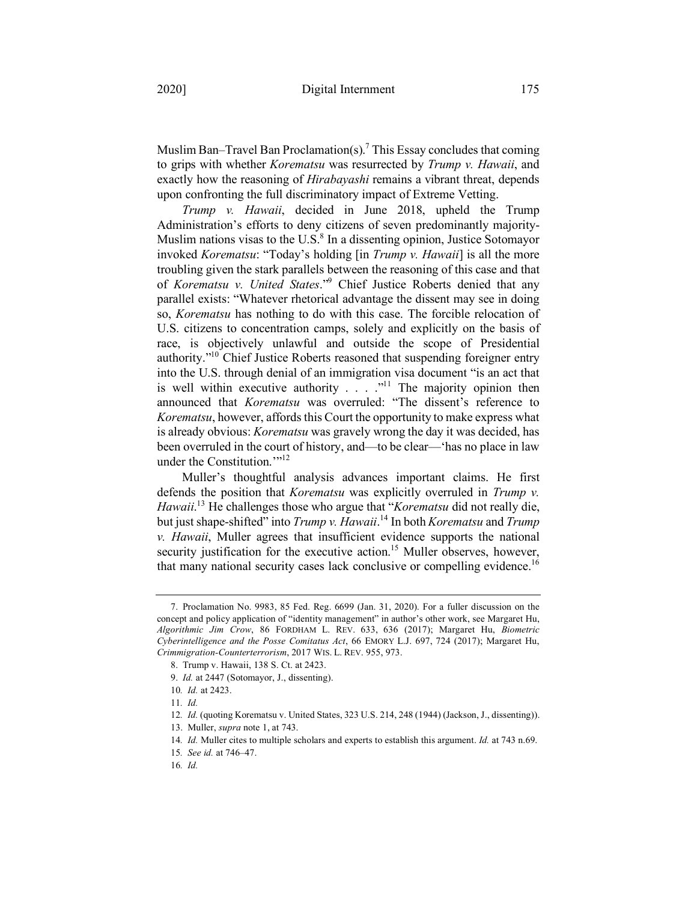Muslim Ban–Travel Ban Proclamation(s).[7] This Essay concludes that coming to grips with whether *Korematsu* was resurrected by *Trump v. Hawaii*, and exactly how the reasoning of *Hirabayashi* remains a vibrant threat, depends upon confronting the full discriminatory impact of Extreme Vetting.

*Trump v. Hawaii*, decided in June 2018, upheld the Trump Administration's efforts to deny citizens of seven predominantly majority-Muslim nations visas to the U.S.[8] In a dissenting opinion, Justice Sotomayor invoked *Korematsu*: "Today's holding [in *Trump v. Hawaii*] is all the more troubling given the stark parallels between the reasoning of this case and that of *Korematsu v. United States*."[9] Chief Justice Roberts denied that any parallel exists: "Whatever rhetorical advantage the dissent may see in doing so, *Korematsu* has nothing to do with this case. The forcible relocation of U.S. citizens to concentration camps, solely and explicitly on the basis of race, is objectively unlawful and outside the scope of Presidential authority."[10] Chief Justice Roberts reasoned that suspending foreigner entry into the U.S. through denial of an immigration visa document "is an act that is well within executive authority . . . ."[11] The majority opinion then announced that *Korematsu* was overruled: "The dissent's reference to *Korematsu*, however, affords this Court the opportunity to make express what is already obvious: *Korematsu* was gravely wrong the day it was decided, has been overruled in the court of history, and—to be clear—'has no place in law under the Constitution.'"[12]

Muller's thoughtful analysis advances important claims. He first defends the position that *Korematsu* was explicitly overruled in *Trump v. Hawaii*.[13] He challenges those who argue that "*Korematsu* did not really die, but just shape-shifted" into *Trump v. Hawaii*.[14] In both *Korematsu* and *Trump v. Hawaii*, Muller agrees that insufficient evidence supports the national security justification for the executive action.[15] Muller observes, however, that many national security cases lack conclusive or compelling evidence.[16]

---

7. Proclamation No. 9983, 85 Fed. Reg. 6699 (Jan. 31, 2020). For a fuller discussion on the concept and policy application of "identity management" in author's other work, see Margaret Hu, *Algorithmic Jim Crow*, 86 FORDHAM L. REV. 633, 636 (2017); Margaret Hu, *Biometric Cyberintelligence and the Posse Comitatus Act*, 66 EMORY L.J. 697, 724 (2017); Margaret Hu, *Crimmigration-Counterterrorism*, 2017 WIS. L. REV. 955, 973.

8. Trump v. Hawaii, 138 S. Ct. at 2423.

9. *Id.* at 2447 (Sotomayor, J., dissenting).

10. *Id.* at 2423.

11. *Id.*

12. *Id.* (quoting Korematsu v. United States, 323 U.S. 214, 248 (1944) (Jackson, J., dissenting)).

13. Muller, *supra* note 1, at 743.

14. *Id.* Muller cites to multiple scholars and experts to establish this argument. *Id.* at 743 n.69.

15. *See id.* at 746–47.

16. *Id.*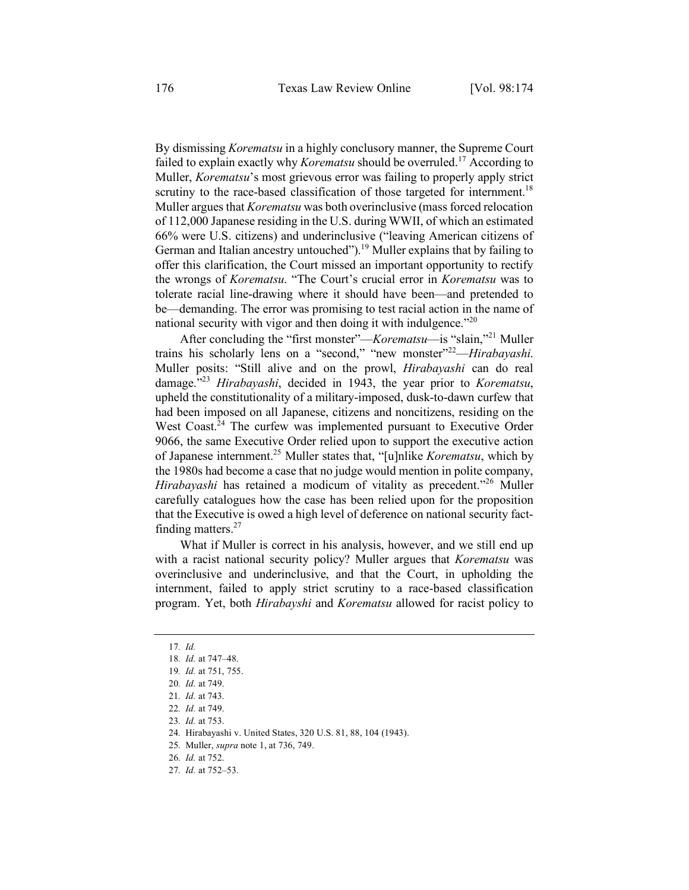By dismissing *Korematsu* in a highly conclusory manner, the Supreme Court failed to explain exactly why *Korematsu* should be overruled.[17] According to Muller, *Korematsu*'s most grievous error was failing to properly apply strict scrutiny to the race-based classification of those targeted for internment.[18] Muller argues that *Korematsu* was both overinclusive (mass forced relocation of 112,000 Japanese residing in the U.S. during WWII, of which an estimated 66% were U.S. citizens) and underinclusive ("leaving American citizens of German and Italian ancestry untouched").[19] Muller explains that by failing to offer this clarification, the Court missed an important opportunity to rectify the wrongs of *Korematsu*. "The Court's crucial error in *Korematsu* was to tolerate racial line-drawing where it should have been—and pretended to be—demanding. The error was promising to test racial action in the name of national security with vigor and then doing it with indulgence."[20]

After concluding the "first monster"—*Korematsu*—is "slain,"[21] Muller trains his scholarly lens on a "second," "new monster"[22]—*Hirabayashi.* Muller posits: "Still alive and on the prowl, *Hirabayashi* can do real damage."[23] *Hirabayashi*, decided in 1943, the year prior to *Korematsu*, upheld the constitutionality of a military-imposed, dusk-to-dawn curfew that had been imposed on all Japanese, citizens and noncitizens, residing on the West Coast.[24] The curfew was implemented pursuant to Executive Order 9066, the same Executive Order relied upon to support the executive action of Japanese internment.[25] Muller states that, "[u]nlike *Korematsu*, which by the 1980s had become a case that no judge would mention in polite company, *Hirabayashi* has retained a modicum of vitality as precedent."[26] Muller carefully catalogues how the case has been relied upon for the proposition that the Executive is owed a high level of deference on national security fact-finding matters.[27]

What if Muller is correct in his analysis, however, and we still end up with a racist national security policy? Muller argues that *Korematsu* was overinclusive and underinclusive, and that the Court, in upholding the internment, failed to apply strict scrutiny to a race-based classification program. Yet, both *Hirabayshi* and *Korematsu* allowed for racist policy to

---

17. *Id.*
18. *Id.* at 747–48.
19. *Id.* at 751, 755.
20. *Id.* at 749.
21. *Id.* at 743.
22. *Id.* at 749.
23. *Id.* at 753.
24. Hirabayashi v. United States, 320 U.S. 81, 88, 104 (1943).
25. Muller, *supra* note 1, at 736, 749.
26. *Id.* at 752.
27. *Id.* at 752–53.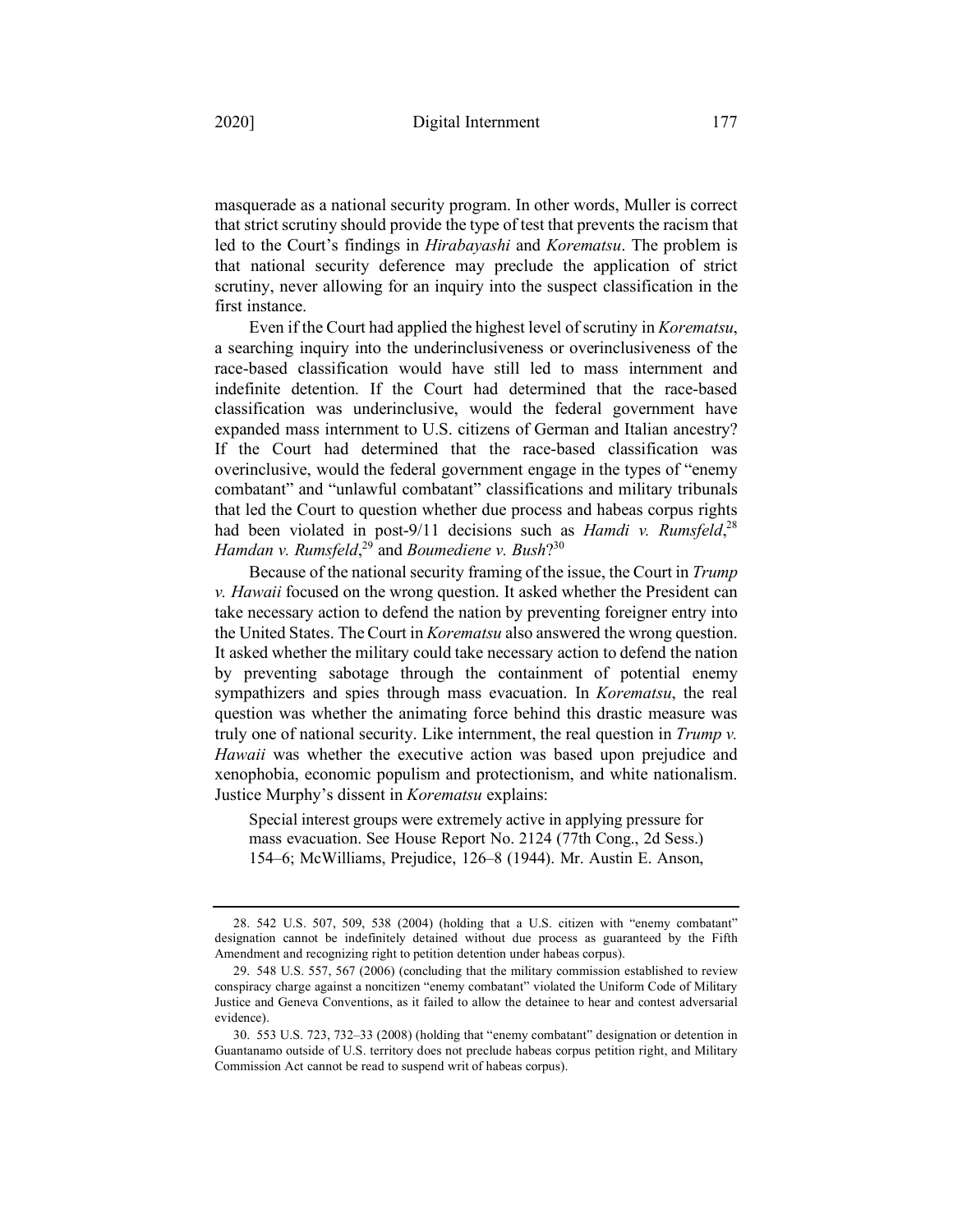masquerade as a national security program. In other words, Muller is correct that strict scrutiny should provide the type of test that prevents the racism that led to the Court's findings in *Hirabayashi* and *Korematsu*. The problem is that national security deference may preclude the application of strict scrutiny, never allowing for an inquiry into the suspect classification in the first instance.

Even if the Court had applied the highest level of scrutiny in *Korematsu*, a searching inquiry into the underinclusiveness or overinclusiveness of the race-based classification would have still led to mass internment and indefinite detention. If the Court had determined that the race-based classification was underinclusive, would the federal government have expanded mass internment to U.S. citizens of German and Italian ancestry? If the Court had determined that the race-based classification was overinclusive, would the federal government engage in the types of "enemy combatant" and "unlawful combatant" classifications and military tribunals that led the Court to question whether due process and habeas corpus rights had been violated in post-9/11 decisions such as *Hamdi v. Rumsfeld*,[28] *Hamdan v. Rumsfeld*,[29] and *Boumediene v. Bush*?[30]

Because of the national security framing of the issue, the Court in *Trump v. Hawaii* focused on the wrong question. It asked whether the President can take necessary action to defend the nation by preventing foreigner entry into the United States. The Court in *Korematsu* also answered the wrong question. It asked whether the military could take necessary action to defend the nation by preventing sabotage through the containment of potential enemy sympathizers and spies through mass evacuation. In *Korematsu*, the real question was whether the animating force behind this drastic measure was truly one of national security. Like internment, the real question in *Trump v. Hawaii* was whether the executive action was based upon prejudice and xenophobia, economic populism and protectionism, and white nationalism. Justice Murphy's dissent in *Korematsu* explains:

> Special interest groups were extremely active in applying pressure for mass evacuation. See House Report No. 2124 (77th Cong., 2d Sess.) 154–6; McWilliams, Prejudice, 126–8 (1944). Mr. Austin E. Anson,

---

28. 542 U.S. 507, 509, 538 (2004) (holding that a U.S. citizen with "enemy combatant" designation cannot be indefinitely detained without due process as guaranteed by the Fifth Amendment and recognizing right to petition detention under habeas corpus).

29. 548 U.S. 557, 567 (2006) (concluding that the military commission established to review conspiracy charge against a noncitizen "enemy combatant" violated the Uniform Code of Military Justice and Geneva Conventions, as it failed to allow the detainee to hear and contest adversarial evidence).

30. 553 U.S. 723, 732–33 (2008) (holding that "enemy combatant" designation or detention in Guantanamo outside of U.S. territory does not preclude habeas corpus petition right, and Military Commission Act cannot be read to suspend writ of habeas corpus).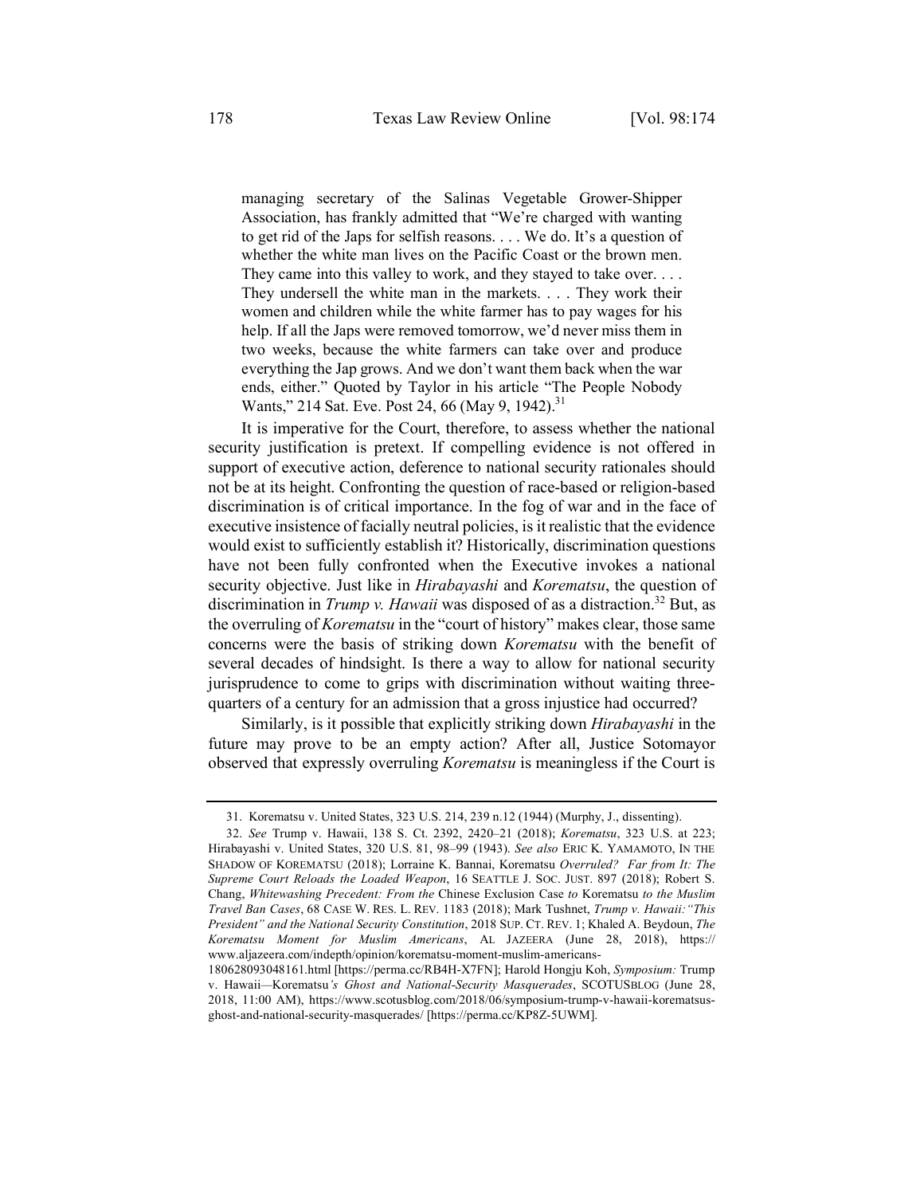managing secretary of the Salinas Vegetable Grower-Shipper Association, has frankly admitted that "We're charged with wanting to get rid of the Japs for selfish reasons. . . . We do. It's a question of whether the white man lives on the Pacific Coast or the brown men. They came into this valley to work, and they stayed to take over. . . . They undersell the white man in the markets. . . . They work their women and children while the white farmer has to pay wages for his help. If all the Japs were removed tomorrow, we'd never miss them in two weeks, because the white farmers can take over and produce everything the Jap grows. And we don't want them back when the war ends, either." Quoted by Taylor in his article "The People Nobody Wants," 214 Sat. Eve. Post 24, 66 (May 9, 1942).[31]

It is imperative for the Court, therefore, to assess whether the national security justification is pretext. If compelling evidence is not offered in support of executive action, deference to national security rationales should not be at its height. Confronting the question of race-based or religion-based discrimination is of critical importance. In the fog of war and in the face of executive insistence of facially neutral policies, is it realistic that the evidence would exist to sufficiently establish it? Historically, discrimination questions have not been fully confronted when the Executive invokes a national security objective. Just like in *Hirabayashi* and *Korematsu*, the question of discrimination in *Trump v. Hawaii* was disposed of as a distraction.[32] But, as the overruling of *Korematsu* in the "court of history" makes clear, those same concerns were the basis of striking down *Korematsu* with the benefit of several decades of hindsight. Is there a way to allow for national security jurisprudence to come to grips with discrimination without waiting three-quarters of a century for an admission that a gross injustice had occurred?

Similarly, is it possible that explicitly striking down *Hirabayashi* in the future may prove to be an empty action? After all, Justice Sotomayor observed that expressly overruling *Korematsu* is meaningless if the Court is

---

31. Korematsu v. United States, 323 U.S. 214, 239 n.12 (1944) (Murphy, J., dissenting).

32. *See* Trump v. Hawaii, 138 S. Ct. 2392, 2420–21 (2018); *Korematsu*, 323 U.S. at 223; Hirabayashi v. United States, 320 U.S. 81, 98–99 (1943). *See also* ERIC K. YAMAMOTO, IN THE SHADOW OF KOREMATSU (2018); Lorraine K. Bannai, Korematsu *Overruled? Far from It: The Supreme Court Reloads the Loaded Weapon*, 16 SEATTLE J. SOC. JUST. 897 (2018); Robert S. Chang, *Whitewashing Precedent: From the* Chinese Exclusion Case *to* Korematsu *to the Muslim Travel Ban Cases*, 68 CASE W. RES. L. REV. 1183 (2018); Mark Tushnet, *Trump v. Hawaii: "This President" and the National Security Constitution*, 2018 SUP. CT. REV. 1; Khaled A. Beydoun, *The Korematsu Moment for Muslim Americans*, AL JAZEERA (June 28, 2018), https://www.aljazeera.com/indepth/opinion/korematsu-moment-muslim-americans-180628093048161.html [https://perma.cc/RB4H-X7FN]; Harold Hongju Koh, *Symposium:* Trump v. Hawaii—Korematsu*'s Ghost and National-Security Masquerades*, SCOTUSBLOG (June 28, 2018, 11:00 AM), https://www.scotusblog.com/2018/06/symposium-trump-v-hawaii-korematsus-ghost-and-national-security-masquerades/ [https://perma.cc/KP8Z-5UWM].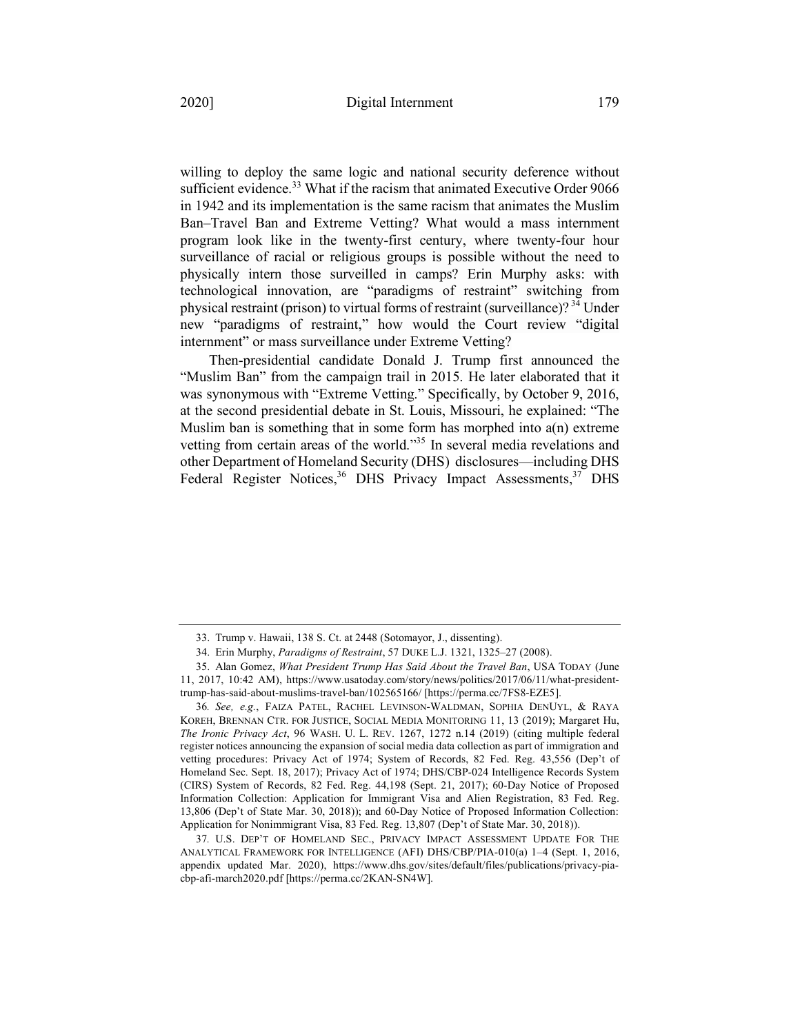willing to deploy the same logic and national security deference without sufficient evidence.[33] What if the racism that animated Executive Order 9066 in 1942 and its implementation is the same racism that animates the Muslim Ban–Travel Ban and Extreme Vetting? What would a mass internment program look like in the twenty-first century, where twenty-four hour surveillance of racial or religious groups is possible without the need to physically intern those surveilled in camps? Erin Murphy asks: with technological innovation, are "paradigms of restraint" switching from physical restraint (prison) to virtual forms of restraint (surveillance)?[34] Under new "paradigms of restraint," how would the Court review "digital internment" or mass surveillance under Extreme Vetting?

Then-presidential candidate Donald J. Trump first announced the "Muslim Ban" from the campaign trail in 2015. He later elaborated that it was synonymous with "Extreme Vetting." Specifically, by October 9, 2016, at the second presidential debate in St. Louis, Missouri, he explained: "The Muslim ban is something that in some form has morphed into a(n) extreme vetting from certain areas of the world."[35] In several media revelations and other Department of Homeland Security (DHS) disclosures—including DHS Federal Register Notices,[36] DHS Privacy Impact Assessments,[37] DHS

---

33. Trump v. Hawaii, 138 S. Ct. at 2448 (Sotomayor, J., dissenting).

34. Erin Murphy, *Paradigms of Restraint*, 57 DUKE L.J. 1321, 1325–27 (2008).

35. Alan Gomez, *What President Trump Has Said About the Travel Ban*, USA TODAY (June 11, 2017, 10:42 AM), https://www.usatoday.com/story/news/politics/2017/06/11/what-president-trump-has-said-about-muslims-travel-ban/102565166/ [https://perma.cc/7FS8-EZE5].

36. *See, e.g.*, FAIZA PATEL, RACHEL LEVINSON-WALDMAN, SOPHIA DENUYL, & RAYA KOREH, BRENNAN CTR. FOR JUSTICE, SOCIAL MEDIA MONITORING 11, 13 (2019); Margaret Hu, *The Ironic Privacy Act*, 96 WASH. U. L. REV. 1267, 1272 n.14 (2019) (citing multiple federal register notices announcing the expansion of social media data collection as part of immigration and vetting procedures: Privacy Act of 1974; System of Records, 82 Fed. Reg. 43,556 (Dep't of Homeland Sec. Sept. 18, 2017); Privacy Act of 1974; DHS/CBP-024 Intelligence Records System (CIRS) System of Records, 82 Fed. Reg. 44,198 (Sept. 21, 2017); 60-Day Notice of Proposed Information Collection: Application for Immigrant Visa and Alien Registration, 83 Fed. Reg. 13,806 (Dep't of State Mar. 30, 2018); and 60-Day Notice of Proposed Information Collection: Application for Nonimmigrant Visa, 83 Fed. Reg. 13,807 (Dep't of State Mar. 30, 2018)).

37. U.S. DEP'T OF HOMELAND SEC., PRIVACY IMPACT ASSESSMENT UPDATE FOR THE ANALYTICAL FRAMEWORK FOR INTELLIGENCE (AFI) DHS/CBP/PIA-010(a) 1–4 (Sept. 1, 2016, appendix updated Mar. 2020), https://www.dhs.gov/sites/default/files/publications/privacy-pia-cbp-afi-march2020.pdf [https://perma.cc/2KAN-SN4W].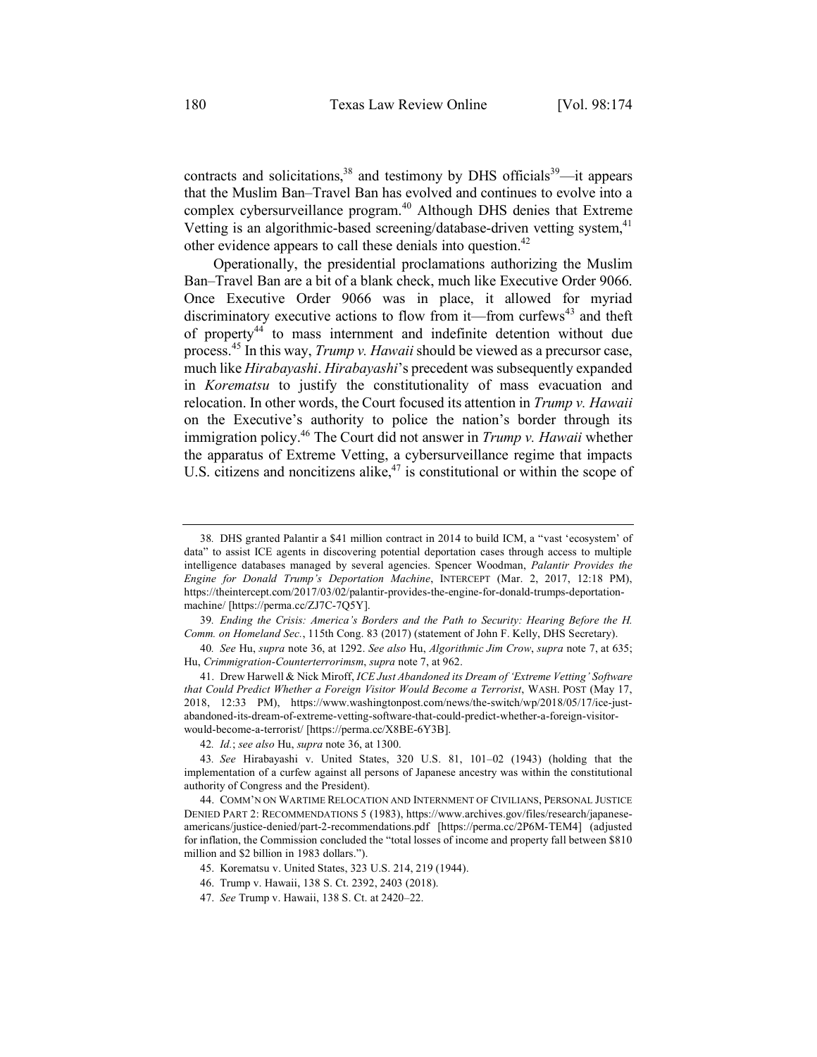contracts and solicitations,[38] and testimony by DHS officials[39]—it appears that the Muslim Ban–Travel Ban has evolved and continues to evolve into a complex cybersurveillance program.[40] Although DHS denies that Extreme Vetting is an algorithmic-based screening/database-driven vetting system,[41] other evidence appears to call these denials into question.[42]

Operationally, the presidential proclamations authorizing the Muslim Ban–Travel Ban are a bit of a blank check, much like Executive Order 9066. Once Executive Order 9066 was in place, it allowed for myriad discriminatory executive actions to flow from it—from curfews[43] and theft of property[44] to mass internment and indefinite detention without due process.[45] In this way, *Trump v. Hawaii* should be viewed as a precursor case, much like *Hirabayashi*. *Hirabayashi*'s precedent was subsequently expanded in *Korematsu* to justify the constitutionality of mass evacuation and relocation. In other words, the Court focused its attention in *Trump v. Hawaii* on the Executive's authority to police the nation's border through its immigration policy.[46] The Court did not answer in *Trump v. Hawaii* whether the apparatus of Extreme Vetting, a cybersurveillance regime that impacts U.S. citizens and noncitizens alike,[47] is constitutional or within the scope of

---

38. DHS granted Palantir a $41 million contract in 2014 to build ICM, a "vast 'ecosystem' of data" to assist ICE agents in discovering potential deportation cases through access to multiple intelligence databases managed by several agencies. Spencer Woodman, *Palantir Provides the Engine for Donald Trump's Deportation Machine*, INTERCEPT (Mar. 2, 2017, 12:18 PM), https://theintercept.com/2017/03/02/palantir-provides-the-engine-for-donald-trumps-deportation-machine/ [https://perma.cc/ZJ7C-7Q5Y].

39. *Ending the Crisis: America's Borders and the Path to Security: Hearing Before the H. Comm. on Homeland Sec.*, 115th Cong. 83 (2017) (statement of John F. Kelly, DHS Secretary).

40. *See* Hu, *supra* note 36, at 1292. *See also* Hu, *Algorithmic Jim Crow*, *supra* note 7, at 635; Hu, *Crimmigration-Counterterrorimsm*, *supra* note 7, at 962.

41. Drew Harwell & Nick Miroff, *ICE Just Abandoned its Dream of 'Extreme Vetting' Software that Could Predict Whether a Foreign Visitor Would Become a Terrorist*, WASH. POST (May 17, 2018, 12:33 PM), https://www.washingtonpost.com/news/the-switch/wp/2018/05/17/ice-just-abandoned-its-dream-of-extreme-vetting-software-that-could-predict-whether-a-foreign-visitor-would-become-a-terrorist/ [https://perma.cc/X8BE-6Y3B].

42. *Id.*; *see also* Hu, *supra* note 36, at 1300.

43. *See* Hirabayashi v. United States, 320 U.S. 81, 101–02 (1943) (holding that the implementation of a curfew against all persons of Japanese ancestry was within the constitutional authority of Congress and the President).

44. COMM'N ON WARTIME RELOCATION AND INTERNMENT OF CIVILIANS, PERSONAL JUSTICE DENIED PART 2: RECOMMENDATIONS 5 (1983), https://www.archives.gov/files/research/japanese-americans/justice-denied/part-2-recommendations.pdf [https://perma.cc/2P6M-TEM4] (adjusted for inflation, the Commission concluded the "total losses of income and property fall between $810 million and $2 billion in 1983 dollars.").

45. Korematsu v. United States, 323 U.S. 214, 219 (1944).

46. Trump v. Hawaii, 138 S. Ct. 2392, 2403 (2018).

47. *See* Trump v. Hawaii, 138 S. Ct. at 2420–22.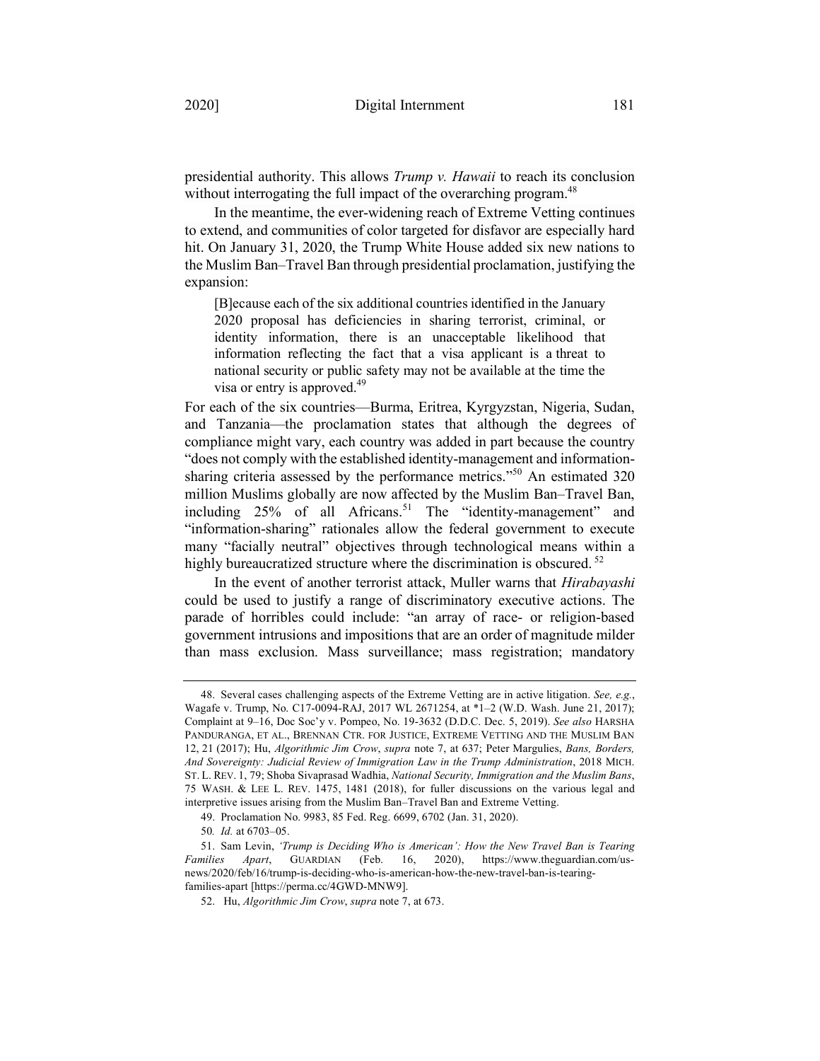presidential authority. This allows *Trump v. Hawaii* to reach its conclusion without interrogating the full impact of the overarching program.[48]

In the meantime, the ever-widening reach of Extreme Vetting continues to extend, and communities of color targeted for disfavor are especially hard hit. On January 31, 2020, the Trump White House added six new nations to the Muslim Ban–Travel Ban through presidential proclamation, justifying the expansion:

> [B]ecause each of the six additional countries identified in the January 2020 proposal has deficiencies in sharing terrorist, criminal, or identity information, there is an unacceptable likelihood that information reflecting the fact that a visa applicant is a threat to national security or public safety may not be available at the time the visa or entry is approved.[49]

For each of the six countries—Burma, Eritrea, Kyrgyzstan, Nigeria, Sudan, and Tanzania—the proclamation states that although the degrees of compliance might vary, each country was added in part because the country "does not comply with the established identity-management and information-sharing criteria assessed by the performance metrics."[50] An estimated 320 million Muslims globally are now affected by the Muslim Ban–Travel Ban, including 25% of all Africans.[51] The "identity-management" and "information-sharing" rationales allow the federal government to execute many "facially neutral" objectives through technological means within a highly bureaucratized structure where the discrimination is obscured.[52]

In the event of another terrorist attack, Muller warns that *Hirabayashi* could be used to justify a range of discriminatory executive actions. The parade of horribles could include: "an array of race- or religion-based government intrusions and impositions that are an order of magnitude milder than mass exclusion. Mass surveillance; mass registration; mandatory

---

48. Several cases challenging aspects of the Extreme Vetting are in active litigation. *See, e.g.*, Wagafe v. Trump, No. C17-0094-RAJ, 2017 WL 2671254, at *1–2 (W.D. Wash. June 21, 2017); Complaint at 9–16, Doc Soc'y v. Pompeo, No. 19-3632 (D.D.C. Dec. 5, 2019). *See also* HARSHA PANDURANGA, ET AL., BRENNAN CTR. FOR JUSTICE, EXTREME VETTING AND THE MUSLIM BAN 12, 21 (2017); Hu, *Algorithmic Jim Crow*, *supra* note 7, at 637; Peter Margulies, *Bans, Borders, And Sovereignty: Judicial Review of Immigration Law in the Trump Administration*, 2018 MICH. ST. L. REV. 1, 79; Shoba Sivaprasad Wadhia, *National Security, Immigration and the Muslim Bans*, 75 WASH. & LEE L. REV. 1475, 1481 (2018), for fuller discussions on the various legal and interpretive issues arising from the Muslim Ban–Travel Ban and Extreme Vetting.

49. Proclamation No. 9983, 85 Fed. Reg. 6699, 6702 (Jan. 31, 2020).

50. *Id.* at 6703–05.

51. Sam Levin, *'Trump is Deciding Who is American': How the New Travel Ban is Tearing Families Apart*, GUARDIAN (Feb. 16, 2020), https://www.theguardian.com/us-news/2020/feb/16/trump-is-deciding-who-is-american-how-the-new-travel-ban-is-tearing-families-apart [https://perma.cc/4GWD-MNW9].

52. Hu, *Algorithmic Jim Crow*, *supra* note 7, at 673.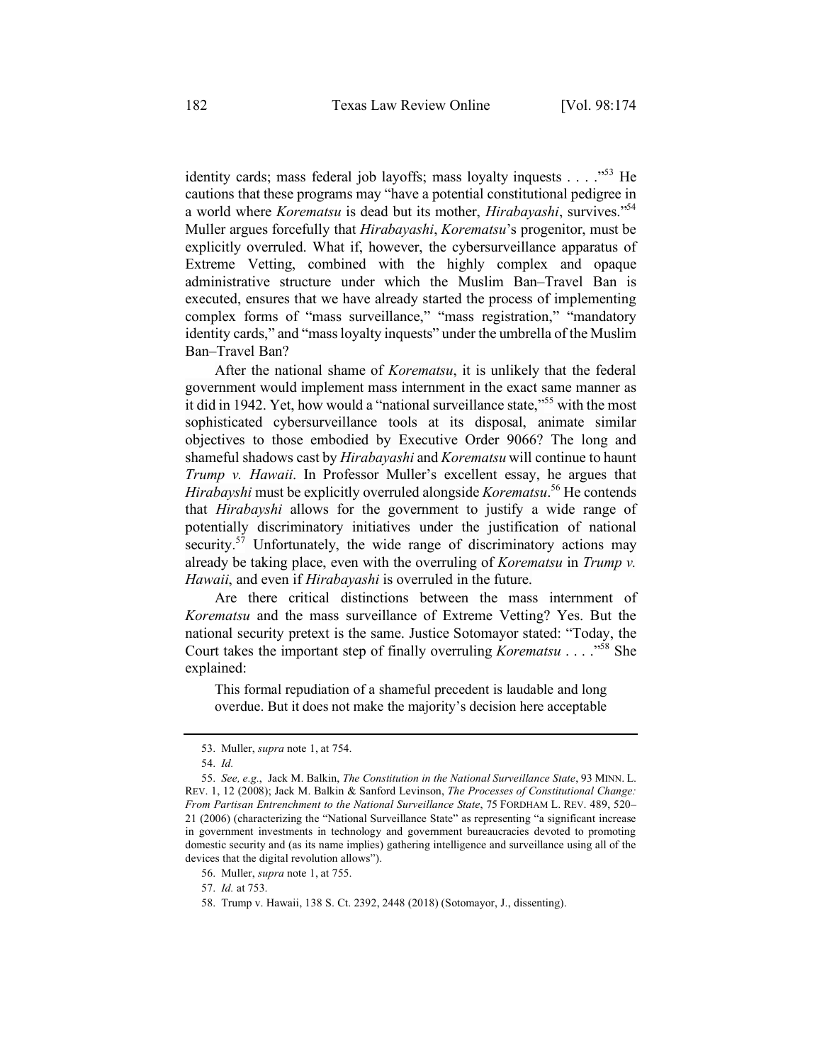identity cards; mass federal job layoffs; mass loyalty inquests . . . ."[53] He cautions that these programs may "have a potential constitutional pedigree in a world where *Korematsu* is dead but its mother, *Hirabayashi*, survives."[54] Muller argues forcefully that *Hirabayashi*, *Korematsu*'s progenitor, must be explicitly overruled. What if, however, the cybersurveillance apparatus of Extreme Vetting, combined with the highly complex and opaque administrative structure under which the Muslim Ban–Travel Ban is executed, ensures that we have already started the process of implementing complex forms of "mass surveillance," "mass registration," "mandatory identity cards," and "mass loyalty inquests" under the umbrella of the Muslim Ban–Travel Ban?

After the national shame of *Korematsu*, it is unlikely that the federal government would implement mass internment in the exact same manner as it did in 1942. Yet, how would a "national surveillance state,"[55] with the most sophisticated cybersurveillance tools at its disposal, animate similar objectives to those embodied by Executive Order 9066? The long and shameful shadows cast by *Hirabayashi* and *Korematsu* will continue to haunt *Trump v. Hawaii*. In Professor Muller's excellent essay, he argues that *Hirabayshi* must be explicitly overruled alongside *Korematsu*.[56] He contends that *Hirabayshi* allows for the government to justify a wide range of potentially discriminatory initiatives under the justification of national security.[57] Unfortunately, the wide range of discriminatory actions may already be taking place, even with the overruling of *Korematsu* in *Trump v. Hawaii*, and even if *Hirabayashi* is overruled in the future.

Are there critical distinctions between the mass internment of *Korematsu* and the mass surveillance of Extreme Vetting? Yes. But the national security pretext is the same. Justice Sotomayor stated: "Today, the Court takes the important step of finally overruling *Korematsu* . . . ."[58] She explained:

> This formal repudiation of a shameful precedent is laudable and long overdue. But it does not make the majority's decision here acceptable

---

53. Muller, *supra* note 1, at 754.

54. *Id.*

55. *See, e.g.*, Jack M. Balkin, *The Constitution in the National Surveillance State*, 93 MINN. L. REV. 1, 12 (2008); Jack M. Balkin & Sanford Levinson, *The Processes of Constitutional Change: From Partisan Entrenchment to the National Surveillance State*, 75 FORDHAM L. REV. 489, 520–21 (2006) (characterizing the "National Surveillance State" as representing "a significant increase in government investments in technology and government bureaucracies devoted to promoting domestic security and (as its name implies) gathering intelligence and surveillance using all of the devices that the digital revolution allows").

56. Muller, *supra* note 1, at 755.

57. *Id.* at 753.

58. Trump v. Hawaii, 138 S. Ct. 2392, 2448 (2018) (Sotomayor, J., dissenting).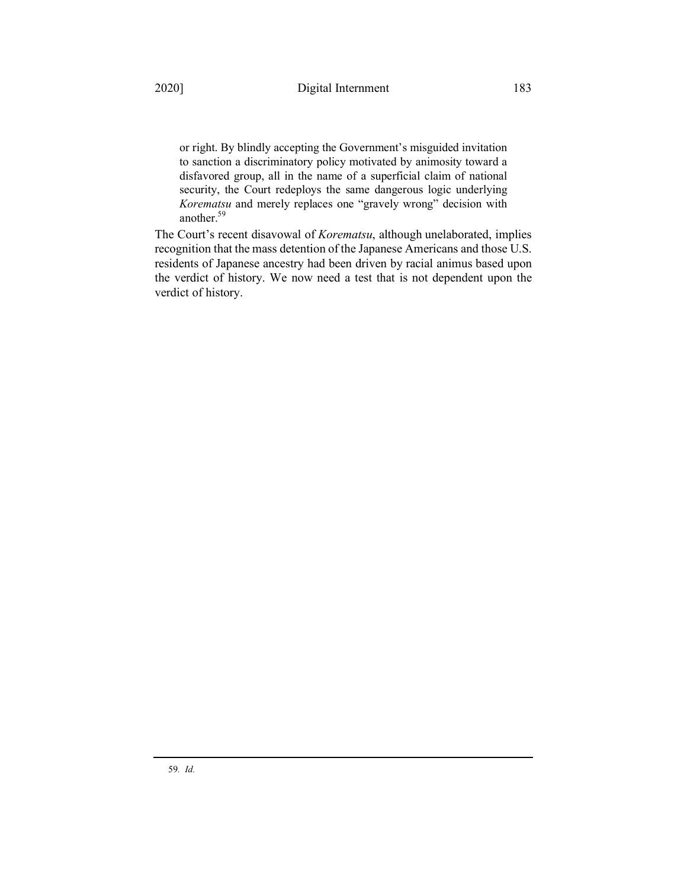> or right. By blindly accepting the Government's misguided invitation to sanction a discriminatory policy motivated by animosity toward a disfavored group, all in the name of a superficial claim of national security, the Court redeploys the same dangerous logic underlying *Korematsu* and merely replaces one "gravely wrong" decision with another.[59]

The Court's recent disavowal of *Korematsu*, although unelaborated, implies recognition that the mass detention of the Japanese Americans and those U.S. residents of Japanese ancestry had been driven by racial animus based upon the verdict of history. We now need a test that is not dependent upon the verdict of history.

---

59. *Id.*